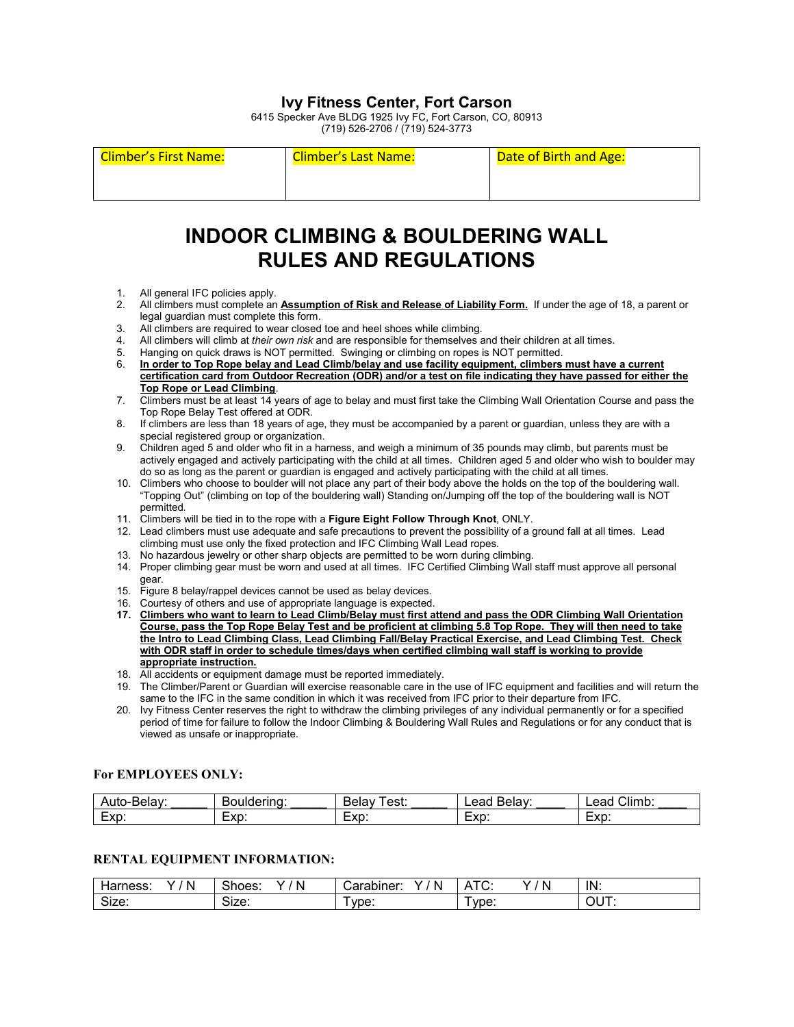# Ivy Fitness Center, Fort Carson

6415 Specker Ave BLDG 1925 Ivy FC, Fort Carson, CO, 80913
(719) 526-2706 / (719) 524-3773

| Climber's First Name: | Climber's Last Name: | Date of Birth and Age: |
|---|---|---|
| | | |

# INDOOR CLIMBING & BOULDERING WALL RULES AND REGULATIONS

1. All general IFC policies apply.
2. All climbers must complete an **Assumption of Risk and Release of Liability Form.** If under the age of 18, a parent or legal guardian must complete this form.
3. All climbers are required to wear closed toe and heel shoes while climbing.
4. All climbers will climb at *their own risk* and are responsible for themselves and their children at all times.
5. Hanging on quick draws is NOT permitted. Swinging or climbing on ropes is NOT permitted.
6. **In order to Top Rope belay and Lead Climb/belay and use facility equipment, climbers must have a current certification card from Outdoor Recreation (ODR) and/or a test on file indicating they have passed for either the Top Rope or Lead Climbing**.
7. Climbers must be at least 14 years of age to belay and must first take the Climbing Wall Orientation Course and pass the Top Rope Belay Test offered at ODR.
8. If climbers are less than 18 years of age, they must be accompanied by a parent or guardian, unless they are with a special registered group or organization.
9. Children aged 5 and older who fit in a harness, and weigh a minimum of 35 pounds may climb, but parents must be actively engaged and actively participating with the child at all times. Children aged 5 and older who wish to boulder may do so as long as the parent or guardian is engaged and actively participating with the child at all times.
10. Climbers who choose to boulder will not place any part of their body above the holds on the top of the bouldering wall. "Topping Out" (climbing on top of the bouldering wall) Standing on/Jumping off the top of the bouldering wall is NOT permitted.
11. Climbers will be tied in to the rope with a **Figure Eight Follow Through Knot**, ONLY.
12. Lead climbers must use adequate and safe precautions to prevent the possibility of a ground fall at all times. Lead climbing must use only the fixed protection and IFC Climbing Wall Lead ropes.
13. No hazardous jewelry or other sharp objects are permitted to be worn during climbing.
14. Proper climbing gear must be worn and used at all times. IFC Certified Climbing Wall staff must approve all personal gear.
15. Figure 8 belay/rappel devices cannot be used as belay devices.
16. Courtesy of others and use of appropriate language is expected.
17. **Climbers who want to learn to Lead Climb/Belay must first attend and pass the ODR Climbing Wall Orientation Course, pass the Top Rope Belay Test and be proficient at climbing 5.8 Top Rope. They will then need to take the Intro to Lead Climbing Class, Lead Climbing Fall/Belay Practical Exercise, and Lead Climbing Test. Check with ODR staff in order to schedule times/days when certified climbing wall staff is working to provide appropriate instruction.**
18. All accidents or equipment damage must be reported immediately.
19. The Climber/Parent or Guardian will exercise reasonable care in the use of IFC equipment and facilities and will return the same to the IFC in the same condition in which it was received from IFC prior to their departure from IFC.
20. Ivy Fitness Center reserves the right to withdraw the climbing privileges of any individual permanently or for a specified period of time for failure to follow the Indoor Climbing & Bouldering Wall Rules and Regulations or for any conduct that is viewed as unsafe or inappropriate.

### For EMPLOYEES ONLY:

| Auto-Belay: _____ | Bouldering: _____ | Belay Test: _____ | Lead Belay: ____ | Lead Climb: ____ |
|---|---|---|---|---|
| Exp: | Exp: | Exp: | Exp: | Exp: |

### RENTAL EQUIPMENT INFORMATION:

| Harness: Y / N | Shoes: Y / N | Carabiner: Y / N | ATC: Y / N | IN: |
|---|---|---|---|---|
| Size: | Size: | Type: | Type: | OUT: |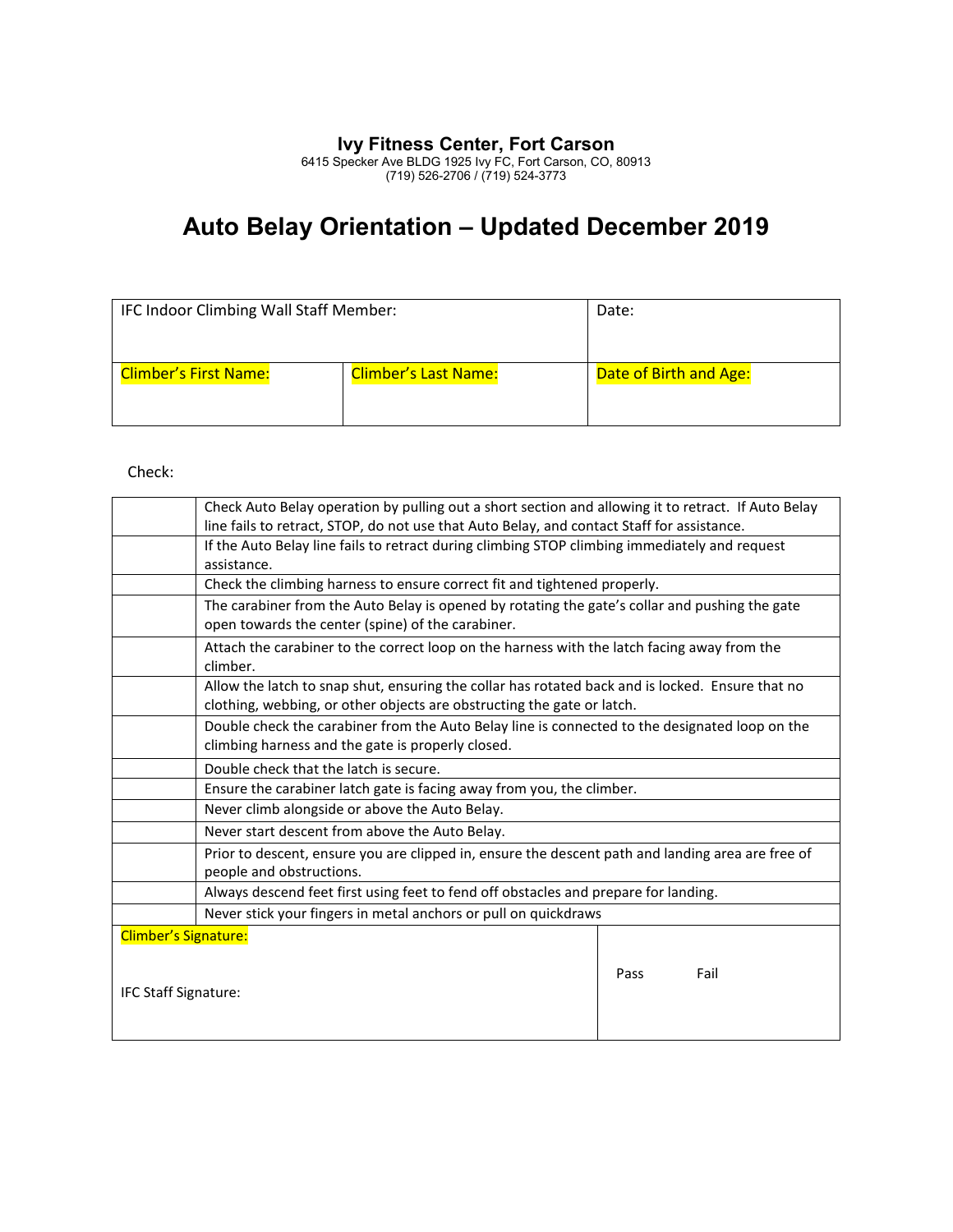**Ivy Fitness Center, Fort Carson**
6415 Specker Ave BLDG 1925 Ivy FC, Fort Carson, CO, 80913
(719) 526-2706 / (719) 524-3773

# Auto Belay Orientation – Updated December 2019

| IFC Indoor Climbing Wall Staff Member: | | Date: |
|---|---|---|
| Climber's First Name: | Climber's Last Name: | Date of Birth and Age: |

Check:

| | |
|---|---|
| | Check Auto Belay operation by pulling out a short section and allowing it to retract. If Auto Belay line fails to retract, STOP, do not use that Auto Belay, and contact Staff for assistance. |
| | If the Auto Belay line fails to retract during climbing STOP climbing immediately and request assistance. |
| | Check the climbing harness to ensure correct fit and tightened properly. |
| | The carabiner from the Auto Belay is opened by rotating the gate's collar and pushing the gate open towards the center (spine) of the carabiner. |
| | Attach the carabiner to the correct loop on the harness with the latch facing away from the climber. |
| | Allow the latch to snap shut, ensuring the collar has rotated back and is locked. Ensure that no clothing, webbing, or other objects are obstructing the gate or latch. |
| | Double check the carabiner from the Auto Belay line is connected to the designated loop on the climbing harness and the gate is properly closed. |
| | Double check that the latch is secure. |
| | Ensure the carabiner latch gate is facing away from you, the climber. |
| | Never climb alongside or above the Auto Belay. |
| | Never start descent from above the Auto Belay. |
| | Prior to descent, ensure you are clipped in, ensure the descent path and landing area are free of people and obstructions. |
| | Always descend feet first using feet to fend off obstacles and prepare for landing. |
| | Never stick your fingers in metal anchors or pull on quickdraws |

| | |
|---|---|
| Climber's Signature:<br><br>IFC Staff Signature: | Pass Fail |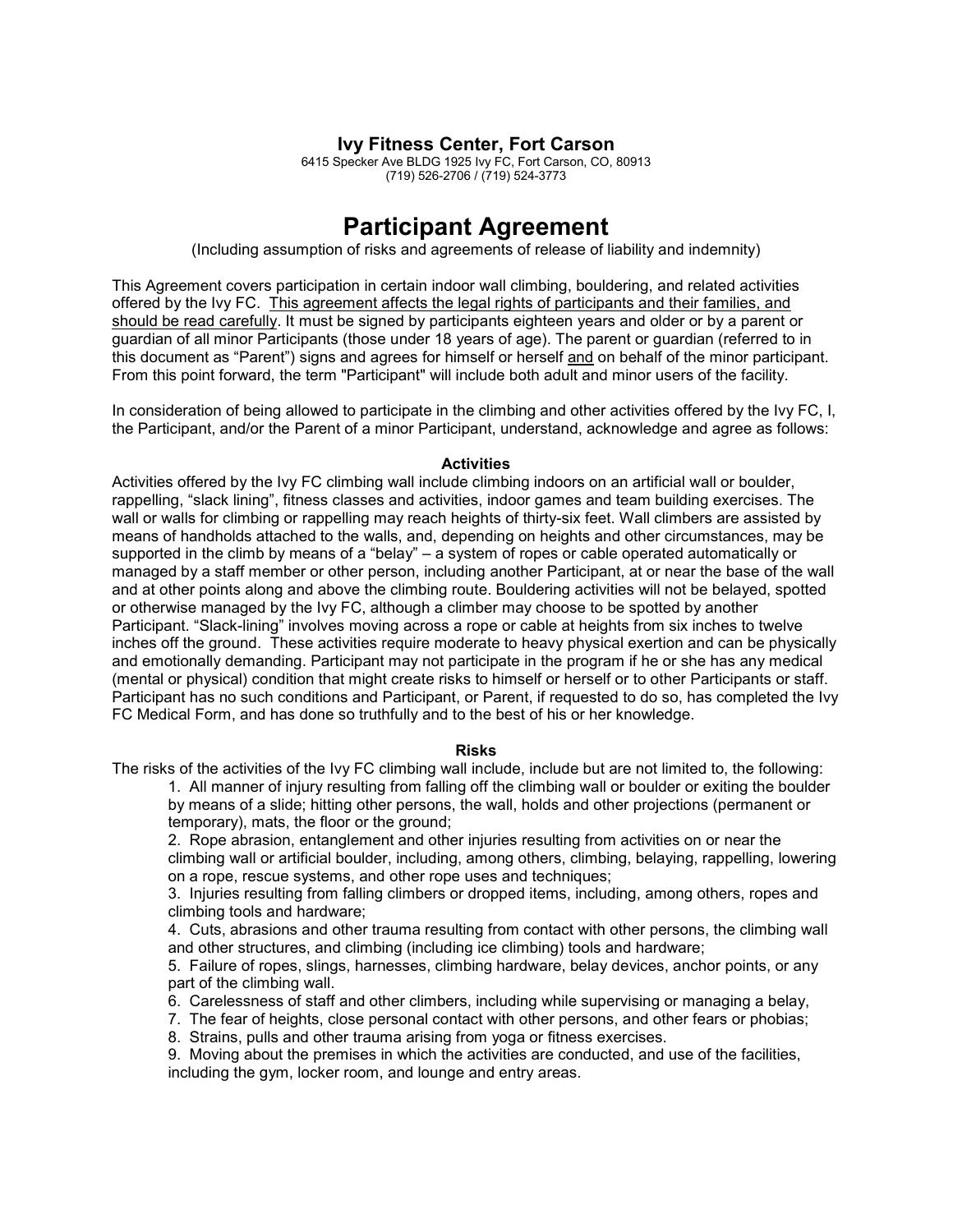**Ivy Fitness Center, Fort Carson**

6415 Specker Ave BLDG 1925 Ivy FC, Fort Carson, CO, 80913
(719) 526-2706 / (719) 524-3773

# Participant Agreement

(Including assumption of risks and agreements of release of liability and indemnity)

This Agreement covers participation in certain indoor wall climbing, bouldering, and related activities offered by the Ivy FC. <u>This agreement affects the legal rights of participants and their families, and should be read carefully</u>. It must be signed by participants eighteen years and older or by a parent or guardian of all minor Participants (those under 18 years of age). The parent or guardian (referred to in this document as "Parent") signs and agrees for himself or herself <u>and</u> on behalf of the minor participant. From this point forward, the term "Participant" will include both adult and minor users of the facility.

In consideration of being allowed to participate in the climbing and other activities offered by the Ivy FC, I, the Participant, and/or the Parent of a minor Participant, understand, acknowledge and agree as follows:

**Activities**

Activities offered by the Ivy FC climbing wall include climbing indoors on an artificial wall or boulder, rappelling, "slack lining", fitness classes and activities, indoor games and team building exercises. The wall or walls for climbing or rappelling may reach heights of thirty-six feet. Wall climbers are assisted by means of handholds attached to the walls, and, depending on heights and other circumstances, may be supported in the climb by means of a "belay" – a system of ropes or cable operated automatically or managed by a staff member or other person, including another Participant, at or near the base of the wall and at other points along and above the climbing route. Bouldering activities will not be belayed, spotted or otherwise managed by the Ivy FC, although a climber may choose to be spotted by another Participant. "Slack-lining" involves moving across a rope or cable at heights from six inches to twelve inches off the ground. These activities require moderate to heavy physical exertion and can be physically and emotionally demanding. Participant may not participate in the program if he or she has any medical (mental or physical) condition that might create risks to himself or herself or to other Participants or staff. Participant has no such conditions and Participant, or Parent, if requested to do so, has completed the Ivy FC Medical Form, and has done so truthfully and to the best of his or her knowledge.

**Risks**

The risks of the activities of the Ivy FC climbing wall include, include but are not limited to, the following:

1. All manner of injury resulting from falling off the climbing wall or boulder or exiting the boulder by means of a slide; hitting other persons, the wall, holds and other projections (permanent or temporary), mats, the floor or the ground;
2. Rope abrasion, entanglement and other injuries resulting from activities on or near the climbing wall or artificial boulder, including, among others, climbing, belaying, rappelling, lowering on a rope, rescue systems, and other rope uses and techniques;
3. Injuries resulting from falling climbers or dropped items, including, among others, ropes and climbing tools and hardware;
4. Cuts, abrasions and other trauma resulting from contact with other persons, the climbing wall and other structures, and climbing (including ice climbing) tools and hardware;
5. Failure of ropes, slings, harnesses, climbing hardware, belay devices, anchor points, or any part of the climbing wall.
6. Carelessness of staff and other climbers, including while supervising or managing a belay,
7. The fear of heights, close personal contact with other persons, and other fears or phobias;
8. Strains, pulls and other trauma arising from yoga or fitness exercises.
9. Moving about the premises in which the activities are conducted, and use of the facilities, including the gym, locker room, and lounge and entry areas.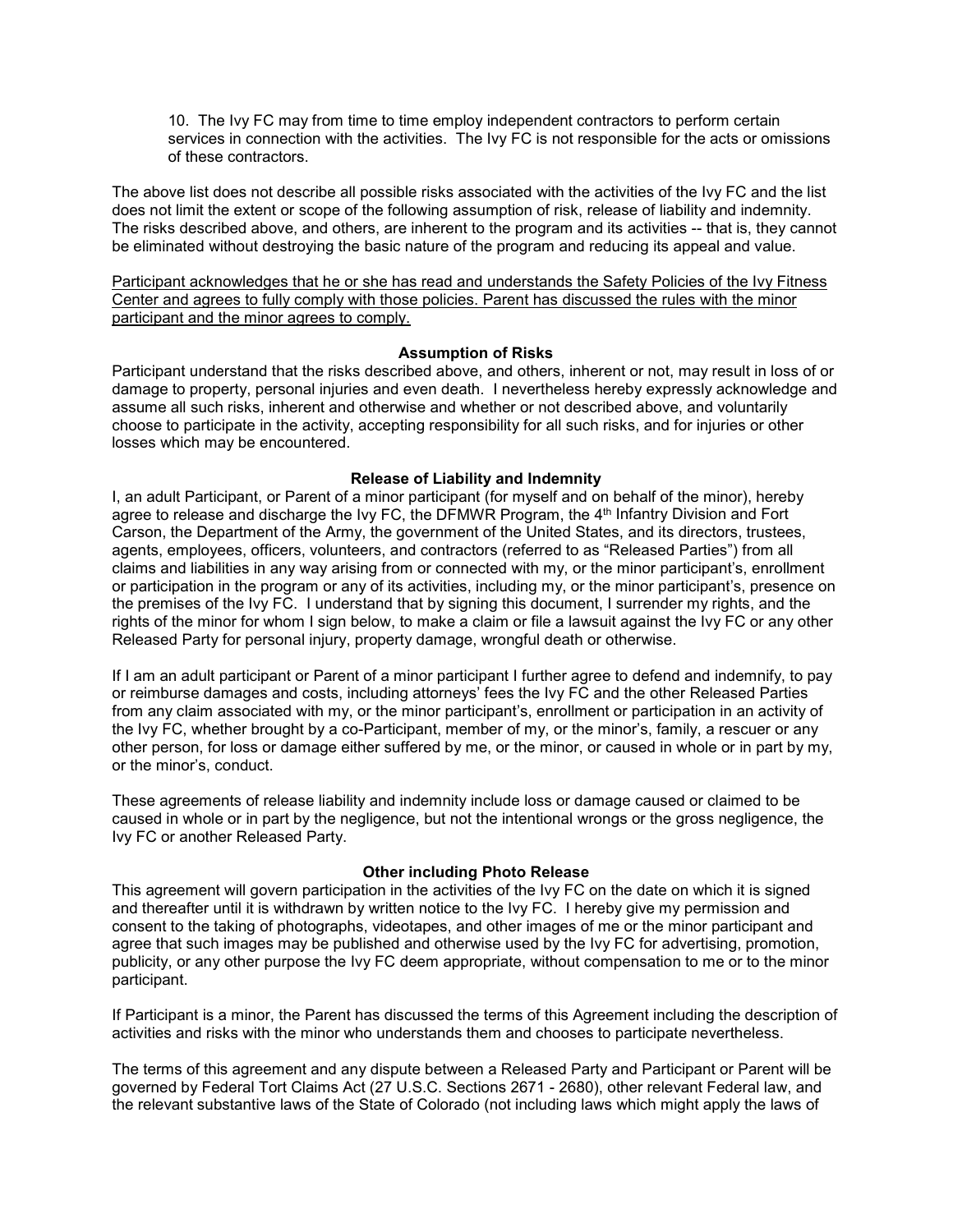10. The Ivy FC may from time to time employ independent contractors to perform certain services in connection with the activities. The Ivy FC is not responsible for the acts or omissions of these contractors.

The above list does not describe all possible risks associated with the activities of the Ivy FC and the list does not limit the extent or scope of the following assumption of risk, release of liability and indemnity. The risks described above, and others, are inherent to the program and its activities -- that is, they cannot be eliminated without destroying the basic nature of the program and reducing its appeal and value.

<u>Participant acknowledges that he or she has read and understands the Safety Policies of the Ivy Fitness Center and agrees to fully comply with those policies. Parent has discussed the rules with the minor participant and the minor agrees to comply.</u>

**Assumption of Risks**

Participant understand that the risks described above, and others, inherent or not, may result in loss of or damage to property, personal injuries and even death. I nevertheless hereby expressly acknowledge and assume all such risks, inherent and otherwise and whether or not described above, and voluntarily choose to participate in the activity, accepting responsibility for all such risks, and for injuries or other losses which may be encountered.

**Release of Liability and Indemnity**

I, an adult Participant, or Parent of a minor participant (for myself and on behalf of the minor), hereby agree to release and discharge the Ivy FC, the DFMWR Program, the 4th Infantry Division and Fort Carson, the Department of the Army, the government of the United States, and its directors, trustees, agents, employees, officers, volunteers, and contractors (referred to as "Released Parties") from all claims and liabilities in any way arising from or connected with my, or the minor participant's, enrollment or participation in the program or any of its activities, including my, or the minor participant's, presence on the premises of the Ivy FC. I understand that by signing this document, I surrender my rights, and the rights of the minor for whom I sign below, to make a claim or file a lawsuit against the Ivy FC or any other Released Party for personal injury, property damage, wrongful death or otherwise.

If I am an adult participant or Parent of a minor participant I further agree to defend and indemnify, to pay or reimburse damages and costs, including attorneys' fees the Ivy FC and the other Released Parties from any claim associated with my, or the minor participant's, enrollment or participation in an activity of the Ivy FC, whether brought by a co-Participant, member of my, or the minor's, family, a rescuer or any other person, for loss or damage either suffered by me, or the minor, or caused in whole or in part by my, or the minor's, conduct.

These agreements of release liability and indemnity include loss or damage caused or claimed to be caused in whole or in part by the negligence, but not the intentional wrongs or the gross negligence, the Ivy FC or another Released Party.

**Other including Photo Release**

This agreement will govern participation in the activities of the Ivy FC on the date on which it is signed and thereafter until it is withdrawn by written notice to the Ivy FC. I hereby give my permission and consent to the taking of photographs, videotapes, and other images of me or the minor participant and agree that such images may be published and otherwise used by the Ivy FC for advertising, promotion, publicity, or any other purpose the Ivy FC deem appropriate, without compensation to me or to the minor participant.

If Participant is a minor, the Parent has discussed the terms of this Agreement including the description of activities and risks with the minor who understands them and chooses to participate nevertheless.

The terms of this agreement and any dispute between a Released Party and Participant or Parent will be governed by Federal Tort Claims Act (27 U.S.C. Sections 2671 - 2680), other relevant Federal law, and the relevant substantive laws of the State of Colorado (not including laws which might apply the laws of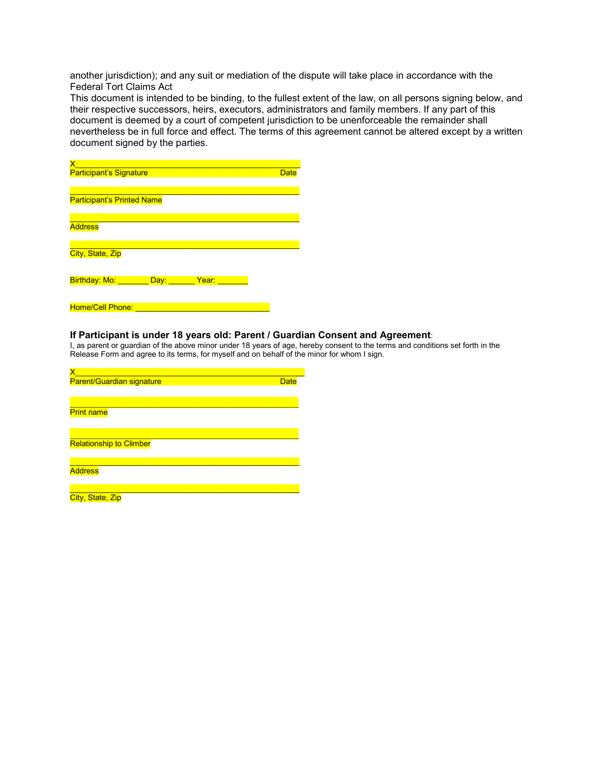another jurisdiction); and any suit or mediation of the dispute will take place in accordance with the Federal Tort Claims Act

This document is intended to be binding, to the fullest extent of the law, on all persons signing below, and their respective successors, heirs, executors, administrators and family members. If any part of this document is deemed by a court of competent jurisdiction to be unenforceable the remainder shall nevertheless be in full force and effect. The terms of this agreement cannot be altered except by a written document signed by the parties.

X_______________________________________________________
Participant's Signature Date

_______________________________________________________
Participant's Printed Name

_______________________________________________________
Address

_______________________________________________________
City, State, Zip

Birthday: Mo: _______ Day: ______ Year: _______

Home/Cell Phone: _______________________________

**If Participant is under 18 years old: Parent / Guardian Consent and Agreement**:

I, as parent or guardian of the above minor under 18 years of age, hereby consent to the terms and conditions set forth in the Release Form and agree to its terms, for myself and on behalf of the minor for whom I sign.

X_______________________________________________________
Parent/Guardian signature Date

_______________________________________________________
Print name

_______________________________________________________
Relationship to Climber

_______________________________________________________
Address

_______________________________________________________
City, State, Zip